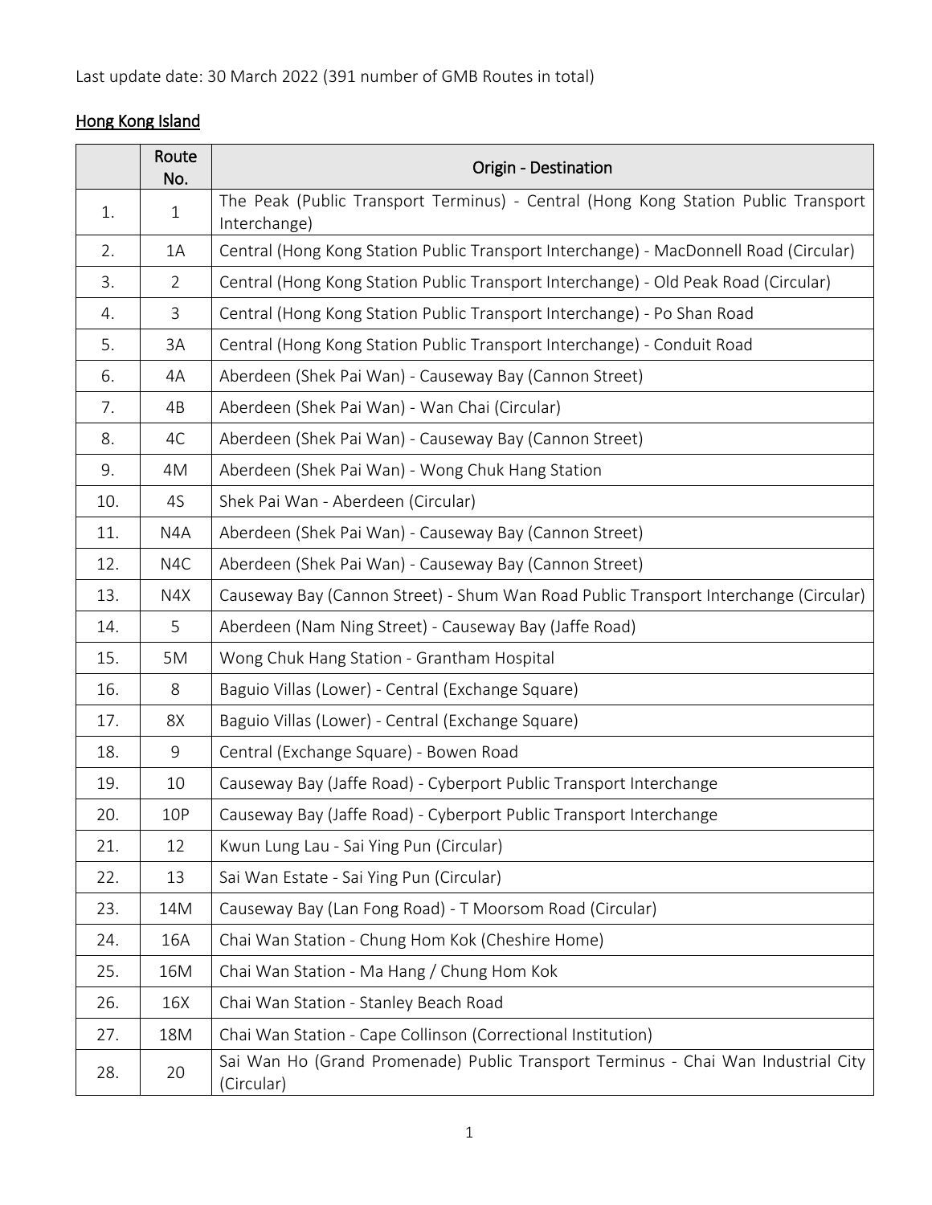Last update date: 30 March 2022 (391 number of GMB Routes in total)

## Hong Kong Island

| | Route No. | Origin - Destination |
|---|---|---|
| 1. | 1 | The Peak (Public Transport Terminus) - Central (Hong Kong Station Public Transport Interchange) |
| 2. | 1A | Central (Hong Kong Station Public Transport Interchange) - MacDonnell Road (Circular) |
| 3. | 2 | Central (Hong Kong Station Public Transport Interchange) - Old Peak Road (Circular) |
| 4. | 3 | Central (Hong Kong Station Public Transport Interchange) - Po Shan Road |
| 5. | 3A | Central (Hong Kong Station Public Transport Interchange) - Conduit Road |
| 6. | 4A | Aberdeen (Shek Pai Wan) - Causeway Bay (Cannon Street) |
| 7. | 4B | Aberdeen (Shek Pai Wan) - Wan Chai (Circular) |
| 8. | 4C | Aberdeen (Shek Pai Wan) - Causeway Bay (Cannon Street) |
| 9. | 4M | Aberdeen (Shek Pai Wan) - Wong Chuk Hang Station |
| 10. | 4S | Shek Pai Wan - Aberdeen (Circular) |
| 11. | N4A | Aberdeen (Shek Pai Wan) - Causeway Bay (Cannon Street) |
| 12. | N4C | Aberdeen (Shek Pai Wan) - Causeway Bay (Cannon Street) |
| 13. | N4X | Causeway Bay (Cannon Street) - Shum Wan Road Public Transport Interchange (Circular) |
| 14. | 5 | Aberdeen (Nam Ning Street) - Causeway Bay (Jaffe Road) |
| 15. | 5M | Wong Chuk Hang Station - Grantham Hospital |
| 16. | 8 | Baguio Villas (Lower) - Central (Exchange Square) |
| 17. | 8X | Baguio Villas (Lower) - Central (Exchange Square) |
| 18. | 9 | Central (Exchange Square) - Bowen Road |
| 19. | 10 | Causeway Bay (Jaffe Road) - Cyberport Public Transport Interchange |
| 20. | 10P | Causeway Bay (Jaffe Road) - Cyberport Public Transport Interchange |
| 21. | 12 | Kwun Lung Lau - Sai Ying Pun (Circular) |
| 22. | 13 | Sai Wan Estate - Sai Ying Pun (Circular) |
| 23. | 14M | Causeway Bay (Lan Fong Road) - T Moorsom Road (Circular) |
| 24. | 16A | Chai Wan Station - Chung Hom Kok (Cheshire Home) |
| 25. | 16M | Chai Wan Station - Ma Hang / Chung Hom Kok |
| 26. | 16X | Chai Wan Station - Stanley Beach Road |
| 27. | 18M | Chai Wan Station - Cape Collinson (Correctional Institution) |
| 28. | 20 | Sai Wan Ho (Grand Promenade) Public Transport Terminus - Chai Wan Industrial City (Circular) |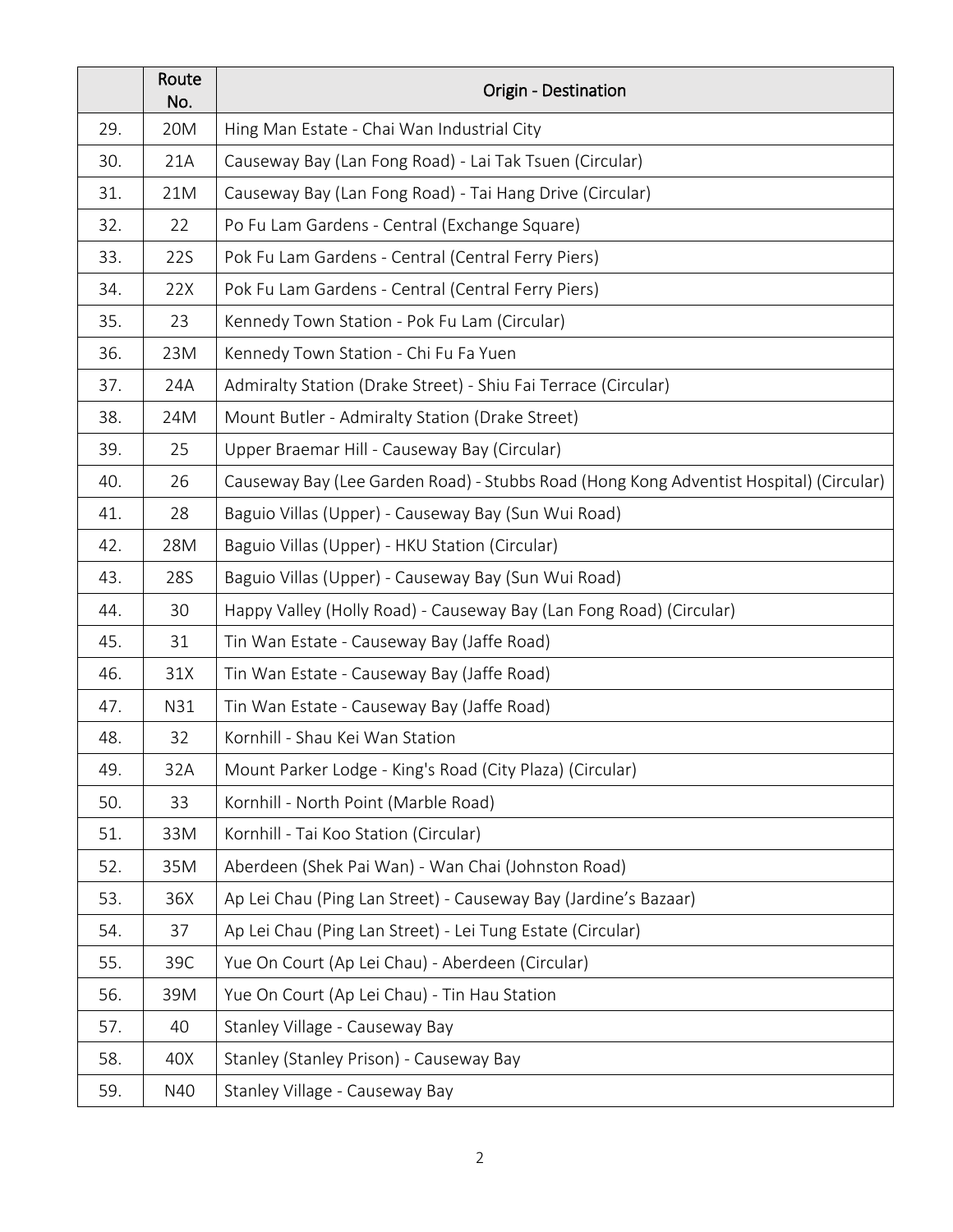| | Route No. | Origin - Destination |
|---|---|---|
| 29. | 20M | Hing Man Estate - Chai Wan Industrial City |
| 30. | 21A | Causeway Bay (Lan Fong Road) - Lai Tak Tsuen (Circular) |
| 31. | 21M | Causeway Bay (Lan Fong Road) - Tai Hang Drive (Circular) |
| 32. | 22 | Po Fu Lam Gardens - Central (Exchange Square) |
| 33. | 22S | Pok Fu Lam Gardens - Central (Central Ferry Piers) |
| 34. | 22X | Pok Fu Lam Gardens - Central (Central Ferry Piers) |
| 35. | 23 | Kennedy Town Station - Pok Fu Lam (Circular) |
| 36. | 23M | Kennedy Town Station - Chi Fu Fa Yuen |
| 37. | 24A | Admiralty Station (Drake Street) - Shiu Fai Terrace (Circular) |
| 38. | 24M | Mount Butler - Admiralty Station (Drake Street) |
| 39. | 25 | Upper Braemar Hill - Causeway Bay (Circular) |
| 40. | 26 | Causeway Bay (Lee Garden Road) - Stubbs Road (Hong Kong Adventist Hospital) (Circular) |
| 41. | 28 | Baguio Villas (Upper) - Causeway Bay (Sun Wui Road) |
| 42. | 28M | Baguio Villas (Upper) - HKU Station (Circular) |
| 43. | 28S | Baguio Villas (Upper) - Causeway Bay (Sun Wui Road) |
| 44. | 30 | Happy Valley (Holly Road) - Causeway Bay (Lan Fong Road) (Circular) |
| 45. | 31 | Tin Wan Estate - Causeway Bay (Jaffe Road) |
| 46. | 31X | Tin Wan Estate - Causeway Bay (Jaffe Road) |
| 47. | N31 | Tin Wan Estate - Causeway Bay (Jaffe Road) |
| 48. | 32 | Kornhill - Shau Kei Wan Station |
| 49. | 32A | Mount Parker Lodge - King's Road (City Plaza) (Circular) |
| 50. | 33 | Kornhill - North Point (Marble Road) |
| 51. | 33M | Kornhill - Tai Koo Station (Circular) |
| 52. | 35M | Aberdeen (Shek Pai Wan) - Wan Chai (Johnston Road) |
| 53. | 36X | Ap Lei Chau (Ping Lan Street) - Causeway Bay (Jardine's Bazaar) |
| 54. | 37 | Ap Lei Chau (Ping Lan Street) - Lei Tung Estate (Circular) |
| 55. | 39C | Yue On Court (Ap Lei Chau) - Aberdeen (Circular) |
| 56. | 39M | Yue On Court (Ap Lei Chau) - Tin Hau Station |
| 57. | 40 | Stanley Village - Causeway Bay |
| 58. | 40X | Stanley (Stanley Prison) - Causeway Bay |
| 59. | N40 | Stanley Village - Causeway Bay |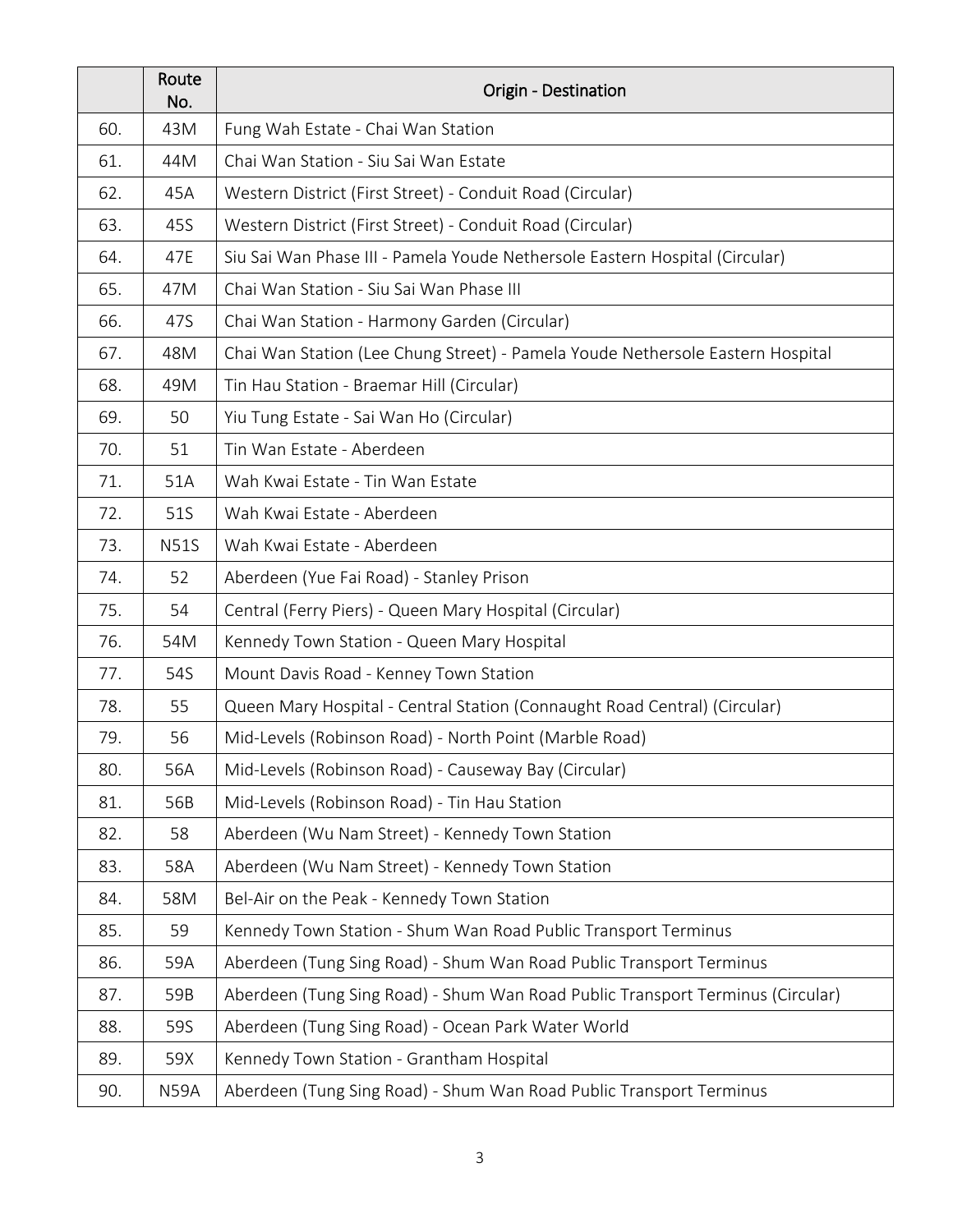| | Route No. | Origin - Destination |
|---|---|---|
| 60. | 43M | Fung Wah Estate - Chai Wan Station |
| 61. | 44M | Chai Wan Station - Siu Sai Wan Estate |
| 62. | 45A | Western District (First Street) - Conduit Road (Circular) |
| 63. | 45S | Western District (First Street) - Conduit Road (Circular) |
| 64. | 47E | Siu Sai Wan Phase III - Pamela Youde Nethersole Eastern Hospital (Circular) |
| 65. | 47M | Chai Wan Station - Siu Sai Wan Phase III |
| 66. | 47S | Chai Wan Station - Harmony Garden (Circular) |
| 67. | 48M | Chai Wan Station (Lee Chung Street) - Pamela Youde Nethersole Eastern Hospital |
| 68. | 49M | Tin Hau Station - Braemar Hill (Circular) |
| 69. | 50 | Yiu Tung Estate - Sai Wan Ho (Circular) |
| 70. | 51 | Tin Wan Estate - Aberdeen |
| 71. | 51A | Wah Kwai Estate - Tin Wan Estate |
| 72. | 51S | Wah Kwai Estate - Aberdeen |
| 73. | N51S | Wah Kwai Estate - Aberdeen |
| 74. | 52 | Aberdeen (Yue Fai Road) - Stanley Prison |
| 75. | 54 | Central (Ferry Piers) - Queen Mary Hospital (Circular) |
| 76. | 54M | Kennedy Town Station - Queen Mary Hospital |
| 77. | 54S | Mount Davis Road - Kenney Town Station |
| 78. | 55 | Queen Mary Hospital - Central Station (Connaught Road Central) (Circular) |
| 79. | 56 | Mid-Levels (Robinson Road) - North Point (Marble Road) |
| 80. | 56A | Mid-Levels (Robinson Road) - Causeway Bay (Circular) |
| 81. | 56B | Mid-Levels (Robinson Road) - Tin Hau Station |
| 82. | 58 | Aberdeen (Wu Nam Street) - Kennedy Town Station |
| 83. | 58A | Aberdeen (Wu Nam Street) - Kennedy Town Station |
| 84. | 58M | Bel-Air on the Peak - Kennedy Town Station |
| 85. | 59 | Kennedy Town Station - Shum Wan Road Public Transport Terminus |
| 86. | 59A | Aberdeen (Tung Sing Road) - Shum Wan Road Public Transport Terminus |
| 87. | 59B | Aberdeen (Tung Sing Road) - Shum Wan Road Public Transport Terminus (Circular) |
| 88. | 59S | Aberdeen (Tung Sing Road) - Ocean Park Water World |
| 89. | 59X | Kennedy Town Station - Grantham Hospital |
| 90. | N59A | Aberdeen (Tung Sing Road) - Shum Wan Road Public Transport Terminus |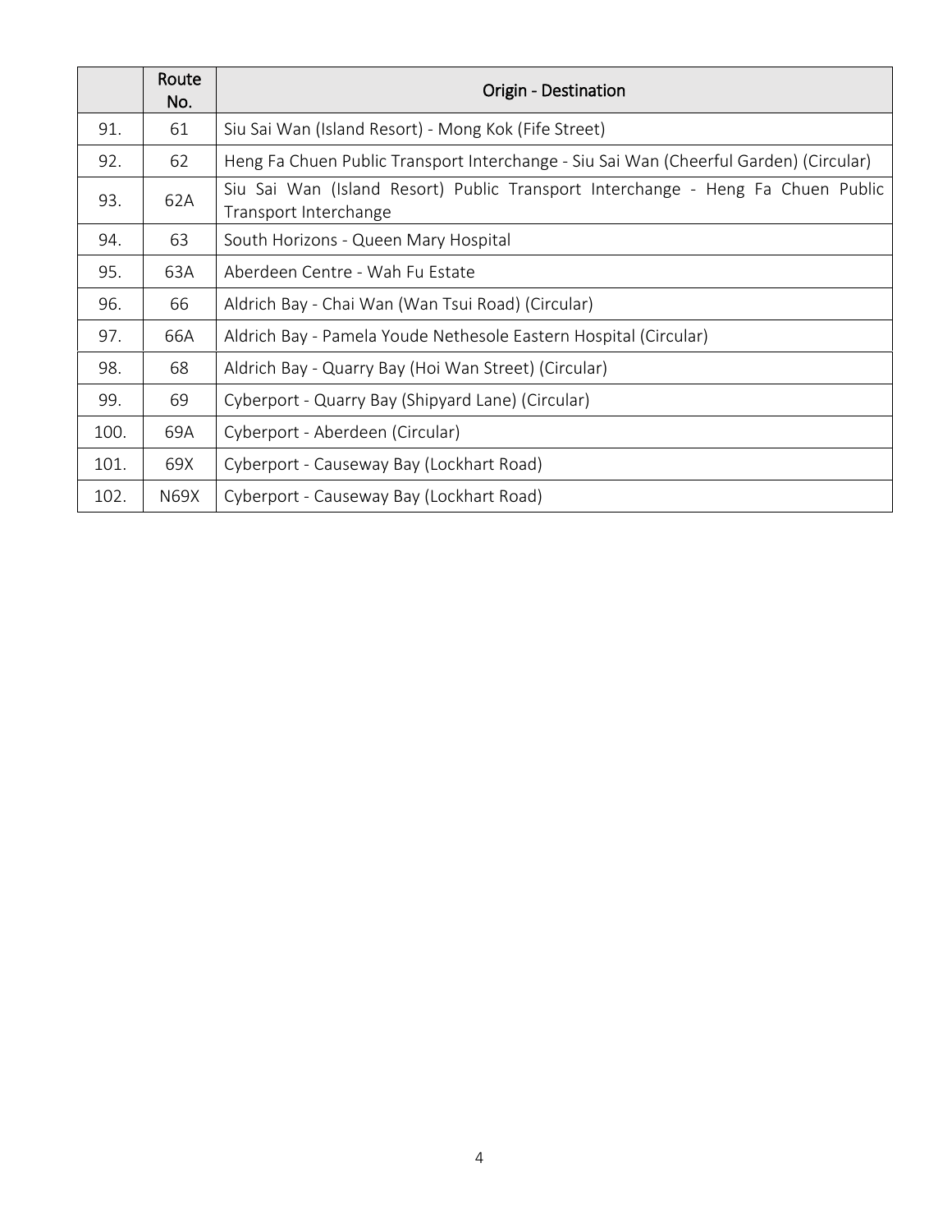|  | Route No. | Origin - Destination |
|---|---|---|
| 91. | 61 | Siu Sai Wan (Island Resort) - Mong Kok (Fife Street) |
| 92. | 62 | Heng Fa Chuen Public Transport Interchange - Siu Sai Wan (Cheerful Garden) (Circular) |
| 93. | 62A | Siu Sai Wan (Island Resort) Public Transport Interchange - Heng Fa Chuen Public Transport Interchange |
| 94. | 63 | South Horizons - Queen Mary Hospital |
| 95. | 63A | Aberdeen Centre - Wah Fu Estate |
| 96. | 66 | Aldrich Bay - Chai Wan (Wan Tsui Road) (Circular) |
| 97. | 66A | Aldrich Bay - Pamela Youde Nethesole Eastern Hospital (Circular) |
| 98. | 68 | Aldrich Bay - Quarry Bay (Hoi Wan Street) (Circular) |
| 99. | 69 | Cyberport - Quarry Bay (Shipyard Lane) (Circular) |
| 100. | 69A | Cyberport - Aberdeen (Circular) |
| 101. | 69X | Cyberport - Causeway Bay (Lockhart Road) |
| 102. | N69X | Cyberport - Causeway Bay (Lockhart Road) |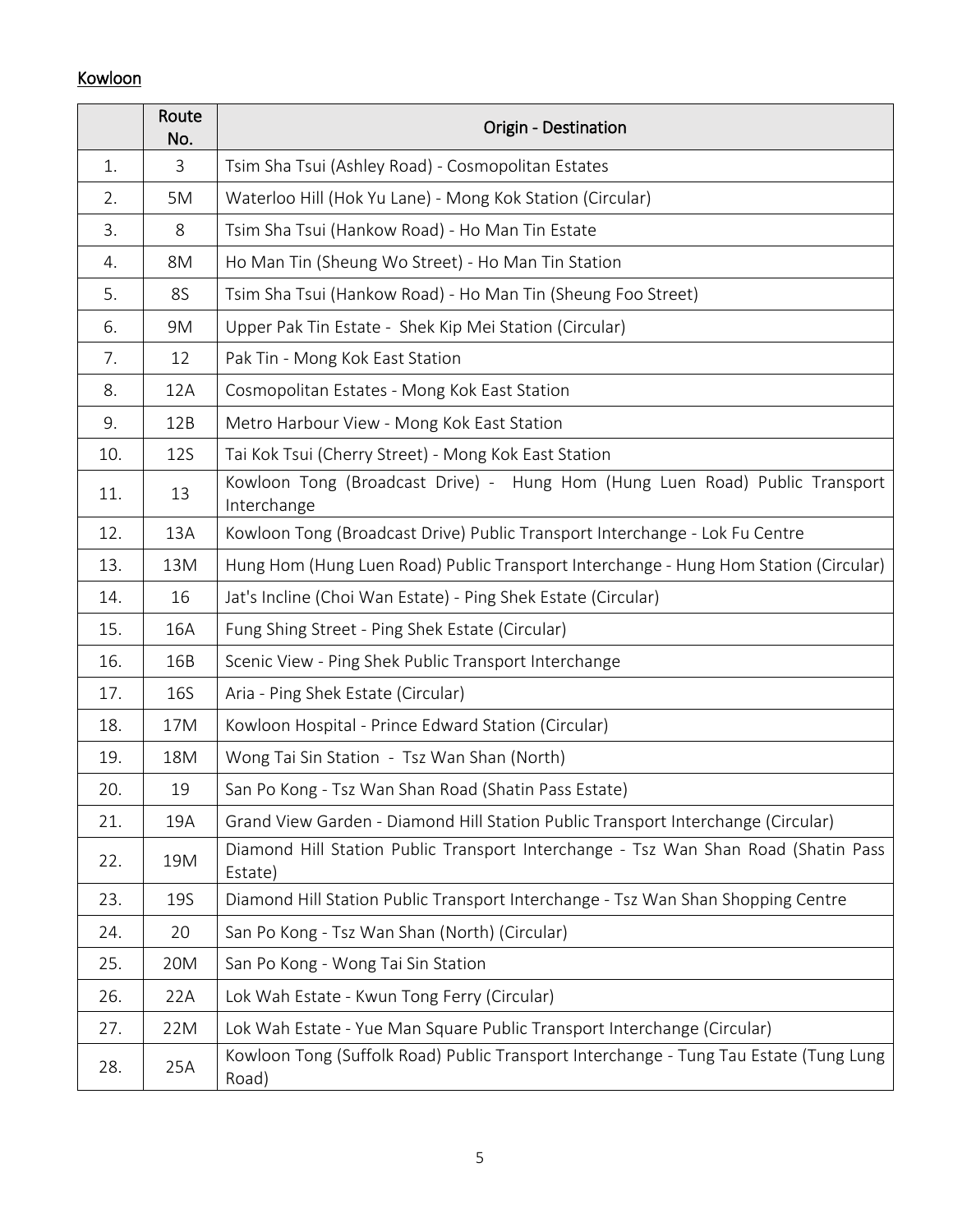Kowloon

| | Route No. | Origin - Destination |
|---|---|---|
| 1. | 3 | Tsim Sha Tsui (Ashley Road) - Cosmopolitan Estates |
| 2. | 5M | Waterloo Hill (Hok Yu Lane) - Mong Kok Station (Circular) |
| 3. | 8 | Tsim Sha Tsui (Hankow Road) - Ho Man Tin Estate |
| 4. | 8M | Ho Man Tin (Sheung Wo Street) - Ho Man Tin Station |
| 5. | 8S | Tsim Sha Tsui (Hankow Road) - Ho Man Tin (Sheung Foo Street) |
| 6. | 9M | Upper Pak Tin Estate - Shek Kip Mei Station (Circular) |
| 7. | 12 | Pak Tin - Mong Kok East Station |
| 8. | 12A | Cosmopolitan Estates - Mong Kok East Station |
| 9. | 12B | Metro Harbour View - Mong Kok East Station |
| 10. | 12S | Tai Kok Tsui (Cherry Street) - Mong Kok East Station |
| 11. | 13 | Kowloon Tong (Broadcast Drive) - Hung Hom (Hung Luen Road) Public Transport Interchange |
| 12. | 13A | Kowloon Tong (Broadcast Drive) Public Transport Interchange - Lok Fu Centre |
| 13. | 13M | Hung Hom (Hung Luen Road) Public Transport Interchange - Hung Hom Station (Circular) |
| 14. | 16 | Jat's Incline (Choi Wan Estate) - Ping Shek Estate (Circular) |
| 15. | 16A | Fung Shing Street - Ping Shek Estate (Circular) |
| 16. | 16B | Scenic View - Ping Shek Public Transport Interchange |
| 17. | 16S | Aria - Ping Shek Estate (Circular) |
| 18. | 17M | Kowloon Hospital - Prince Edward Station (Circular) |
| 19. | 18M | Wong Tai Sin Station - Tsz Wan Shan (North) |
| 20. | 19 | San Po Kong - Tsz Wan Shan Road (Shatin Pass Estate) |
| 21. | 19A | Grand View Garden - Diamond Hill Station Public Transport Interchange (Circular) |
| 22. | 19M | Diamond Hill Station Public Transport Interchange - Tsz Wan Shan Road (Shatin Pass Estate) |
| 23. | 19S | Diamond Hill Station Public Transport Interchange - Tsz Wan Shan Shopping Centre |
| 24. | 20 | San Po Kong - Tsz Wan Shan (North) (Circular) |
| 25. | 20M | San Po Kong - Wong Tai Sin Station |
| 26. | 22A | Lok Wah Estate - Kwun Tong Ferry (Circular) |
| 27. | 22M | Lok Wah Estate - Yue Man Square Public Transport Interchange (Circular) |
| 28. | 25A | Kowloon Tong (Suffolk Road) Public Transport Interchange - Tung Tau Estate (Tung Lung Road) |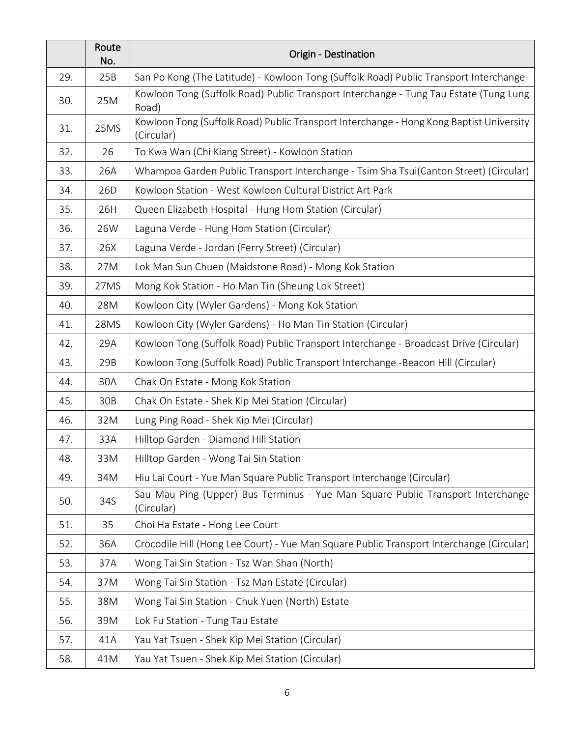| | Route No. | Origin - Destination |
|---|---|---|
| 29. | 25B | San Po Kong (The Latitude) - Kowloon Tong (Suffolk Road) Public Transport Interchange |
| 30. | 25M | Kowloon Tong (Suffolk Road) Public Transport Interchange - Tung Tau Estate (Tung Lung Road) |
| 31. | 25MS | Kowloon Tong (Suffolk Road) Public Transport Interchange - Hong Kong Baptist University (Circular) |
| 32. | 26 | To Kwa Wan (Chi Kiang Street) - Kowloon Station |
| 33. | 26A | Whampoa Garden Public Transport Interchange - Tsim Sha Tsui(Canton Street) (Circular) |
| 34. | 26D | Kowloon Station - West Kowloon Cultural District Art Park |
| 35. | 26H | Queen Elizabeth Hospital - Hung Hom Station (Circular) |
| 36. | 26W | Laguna Verde - Hung Hom Station (Circular) |
| 37. | 26X | Laguna Verde - Jordan (Ferry Street) (Circular) |
| 38. | 27M | Lok Man Sun Chuen (Maidstone Road) - Mong Kok Station |
| 39. | 27MS | Mong Kok Station - Ho Man Tin (Sheung Lok Street) |
| 40. | 28M | Kowloon City (Wyler Gardens) - Mong Kok Station |
| 41. | 28MS | Kowloon City (Wyler Gardens) - Ho Man Tin Station (Circular) |
| 42. | 29A | Kowloon Tong (Suffolk Road) Public Transport Interchange - Broadcast Drive (Circular) |
| 43. | 29B | Kowloon Tong (Suffolk Road) Public Transport Interchange -Beacon Hill (Circular) |
| 44. | 30A | Chak On Estate - Mong Kok Station |
| 45. | 30B | Chak On Estate - Shek Kip Mei Station (Circular) |
| 46. | 32M | Lung Ping Road - Shek Kip Mei (Circular) |
| 47. | 33A | Hilltop Garden - Diamond Hill Station |
| 48. | 33M | Hilltop Garden - Wong Tai Sin Station |
| 49. | 34M | Hiu Lai Court - Yue Man Square Public Transport Interchange (Circular) |
| 50. | 34S | Sau Mau Ping (Upper) Bus Terminus - Yue Man Square Public Transport Interchange (Circular) |
| 51. | 35 | Choi Ha Estate - Hong Lee Court |
| 52. | 36A | Crocodile Hill (Hong Lee Court) - Yue Man Square Public Transport Interchange (Circular) |
| 53. | 37A | Wong Tai Sin Station - Tsz Wan Shan (North) |
| 54. | 37M | Wong Tai Sin Station - Tsz Man Estate (Circular) |
| 55. | 38M | Wong Tai Sin Station - Chuk Yuen (North) Estate |
| 56. | 39M | Lok Fu Station - Tung Tau Estate |
| 57. | 41A | Yau Yat Tsuen - Shek Kip Mei Station (Circular) |
| 58. | 41M | Yau Yat Tsuen - Shek Kip Mei Station (Circular) |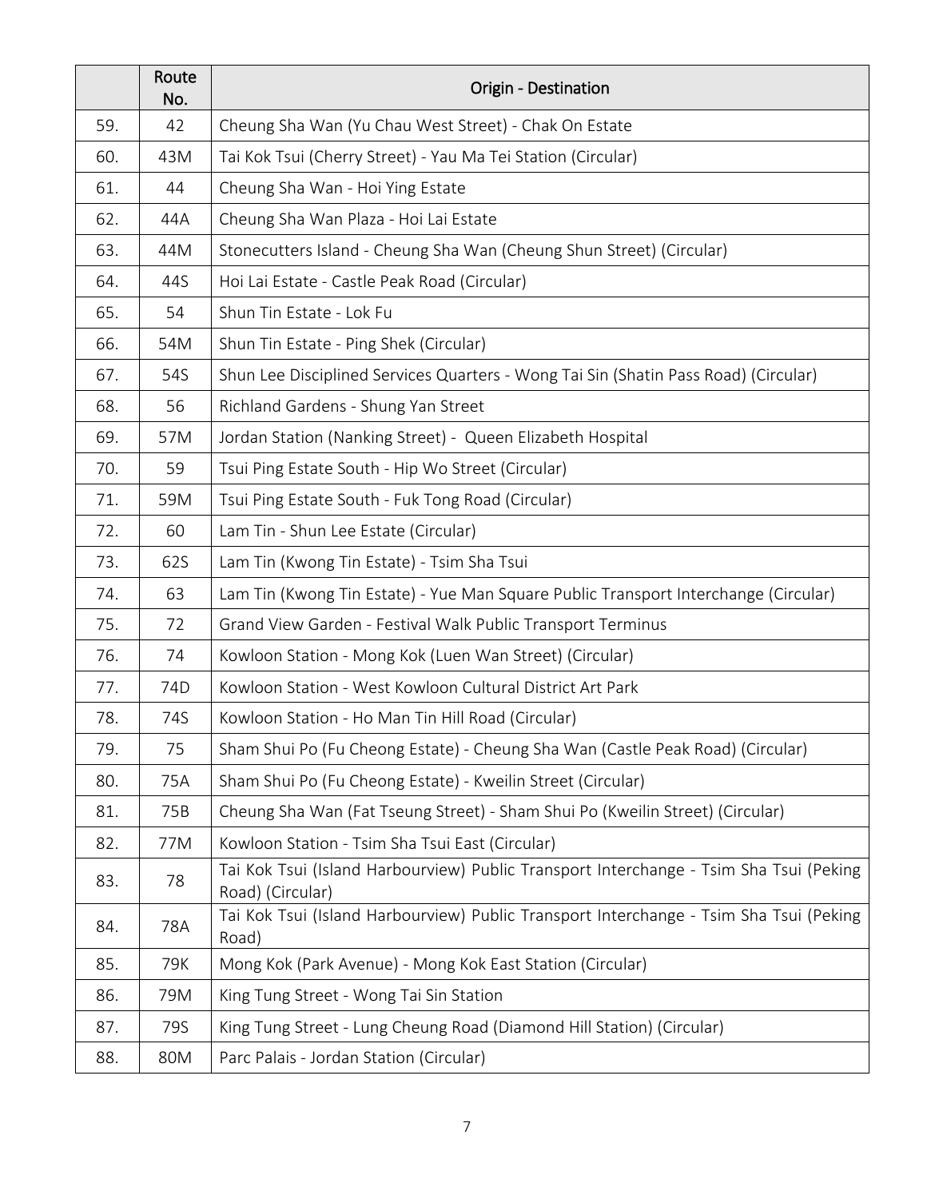| | Route No. | Origin - Destination |
|---|---|---|
| 59. | 42 | Cheung Sha Wan (Yu Chau West Street) - Chak On Estate |
| 60. | 43M | Tai Kok Tsui (Cherry Street) - Yau Ma Tei Station (Circular) |
| 61. | 44 | Cheung Sha Wan - Hoi Ying Estate |
| 62. | 44A | Cheung Sha Wan Plaza - Hoi Lai Estate |
| 63. | 44M | Stonecutters Island - Cheung Sha Wan (Cheung Shun Street) (Circular) |
| 64. | 44S | Hoi Lai Estate - Castle Peak Road (Circular) |
| 65. | 54 | Shun Tin Estate - Lok Fu |
| 66. | 54M | Shun Tin Estate - Ping Shek (Circular) |
| 67. | 54S | Shun Lee Disciplined Services Quarters - Wong Tai Sin (Shatin Pass Road) (Circular) |
| 68. | 56 | Richland Gardens - Shung Yan Street |
| 69. | 57M | Jordan Station (Nanking Street) - Queen Elizabeth Hospital |
| 70. | 59 | Tsui Ping Estate South - Hip Wo Street (Circular) |
| 71. | 59M | Tsui Ping Estate South - Fuk Tong Road (Circular) |
| 72. | 60 | Lam Tin - Shun Lee Estate (Circular) |
| 73. | 62S | Lam Tin (Kwong Tin Estate) - Tsim Sha Tsui |
| 74. | 63 | Lam Tin (Kwong Tin Estate) - Yue Man Square Public Transport Interchange (Circular) |
| 75. | 72 | Grand View Garden - Festival Walk Public Transport Terminus |
| 76. | 74 | Kowloon Station - Mong Kok (Luen Wan Street) (Circular) |
| 77. | 74D | Kowloon Station - West Kowloon Cultural District Art Park |
| 78. | 74S | Kowloon Station - Ho Man Tin Hill Road (Circular) |
| 79. | 75 | Sham Shui Po (Fu Cheong Estate) - Cheung Sha Wan (Castle Peak Road) (Circular) |
| 80. | 75A | Sham Shui Po (Fu Cheong Estate) - Kweilin Street (Circular) |
| 81. | 75B | Cheung Sha Wan (Fat Tseung Street) - Sham Shui Po (Kweilin Street) (Circular) |
| 82. | 77M | Kowloon Station - Tsim Sha Tsui East (Circular) |
| 83. | 78 | Tai Kok Tsui (Island Harbourview) Public Transport Interchange - Tsim Sha Tsui (Peking Road) (Circular) |
| 84. | 78A | Tai Kok Tsui (Island Harbourview) Public Transport Interchange - Tsim Sha Tsui (Peking Road) |
| 85. | 79K | Mong Kok (Park Avenue) - Mong Kok East Station (Circular) |
| 86. | 79M | King Tung Street - Wong Tai Sin Station |
| 87. | 79S | King Tung Street - Lung Cheung Road (Diamond Hill Station) (Circular) |
| 88. | 80M | Parc Palais - Jordan Station (Circular) |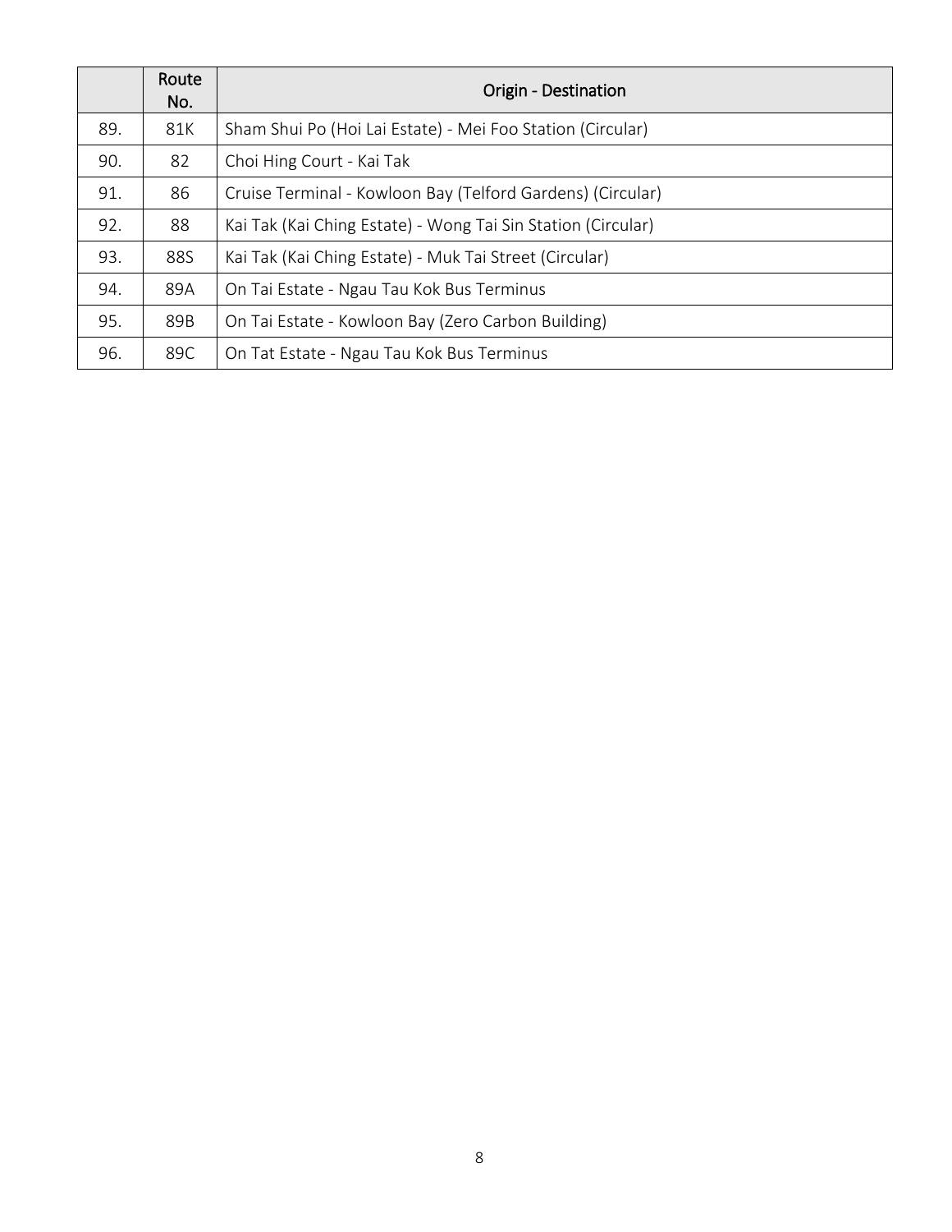| | Route No. | Origin - Destination |
|---|---|---|
| 89. | 81K | Sham Shui Po (Hoi Lai Estate) - Mei Foo Station (Circular) |
| 90. | 82 | Choi Hing Court - Kai Tak |
| 91. | 86 | Cruise Terminal - Kowloon Bay (Telford Gardens) (Circular) |
| 92. | 88 | Kai Tak (Kai Ching Estate) - Wong Tai Sin Station (Circular) |
| 93. | 88S | Kai Tak (Kai Ching Estate) - Muk Tai Street (Circular) |
| 94. | 89A | On Tai Estate - Ngau Tau Kok Bus Terminus |
| 95. | 89B | On Tai Estate - Kowloon Bay (Zero Carbon Building) |
| 96. | 89C | On Tat Estate - Ngau Tau Kok Bus Terminus |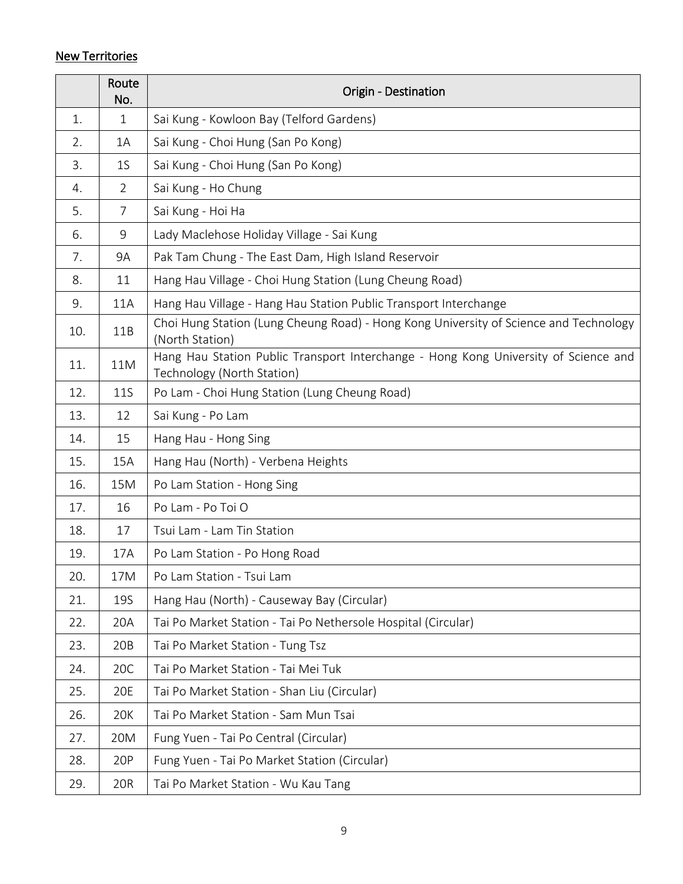New Territories

| | Route No. | Origin - Destination |
|---|---|---|
| 1. | 1 | Sai Kung - Kowloon Bay (Telford Gardens) |
| 2. | 1A | Sai Kung - Choi Hung (San Po Kong) |
| 3. | 1S | Sai Kung - Choi Hung (San Po Kong) |
| 4. | 2 | Sai Kung - Ho Chung |
| 5. | 7 | Sai Kung - Hoi Ha |
| 6. | 9 | Lady Maclehose Holiday Village - Sai Kung |
| 7. | 9A | Pak Tam Chung - The East Dam, High Island Reservoir |
| 8. | 11 | Hang Hau Village - Choi Hung Station (Lung Cheung Road) |
| 9. | 11A | Hang Hau Village - Hang Hau Station Public Transport Interchange |
| 10. | 11B | Choi Hung Station (Lung Cheung Road) - Hong Kong University of Science and Technology (North Station) |
| 11. | 11M | Hang Hau Station Public Transport Interchange - Hong Kong University of Science and Technology (North Station) |
| 12. | 11S | Po Lam - Choi Hung Station (Lung Cheung Road) |
| 13. | 12 | Sai Kung - Po Lam |
| 14. | 15 | Hang Hau - Hong Sing |
| 15. | 15A | Hang Hau (North) - Verbena Heights |
| 16. | 15M | Po Lam Station - Hong Sing |
| 17. | 16 | Po Lam - Po Toi O |
| 18. | 17 | Tsui Lam - Lam Tin Station |
| 19. | 17A | Po Lam Station - Po Hong Road |
| 20. | 17M | Po Lam Station - Tsui Lam |
| 21. | 19S | Hang Hau (North) - Causeway Bay (Circular) |
| 22. | 20A | Tai Po Market Station - Tai Po Nethersole Hospital (Circular) |
| 23. | 20B | Tai Po Market Station - Tung Tsz |
| 24. | 20C | Tai Po Market Station - Tai Mei Tuk |
| 25. | 20E | Tai Po Market Station - Shan Liu (Circular) |
| 26. | 20K | Tai Po Market Station - Sam Mun Tsai |
| 27. | 20M | Fung Yuen - Tai Po Central (Circular) |
| 28. | 20P | Fung Yuen - Tai Po Market Station (Circular) |
| 29. | 20R | Tai Po Market Station - Wu Kau Tang |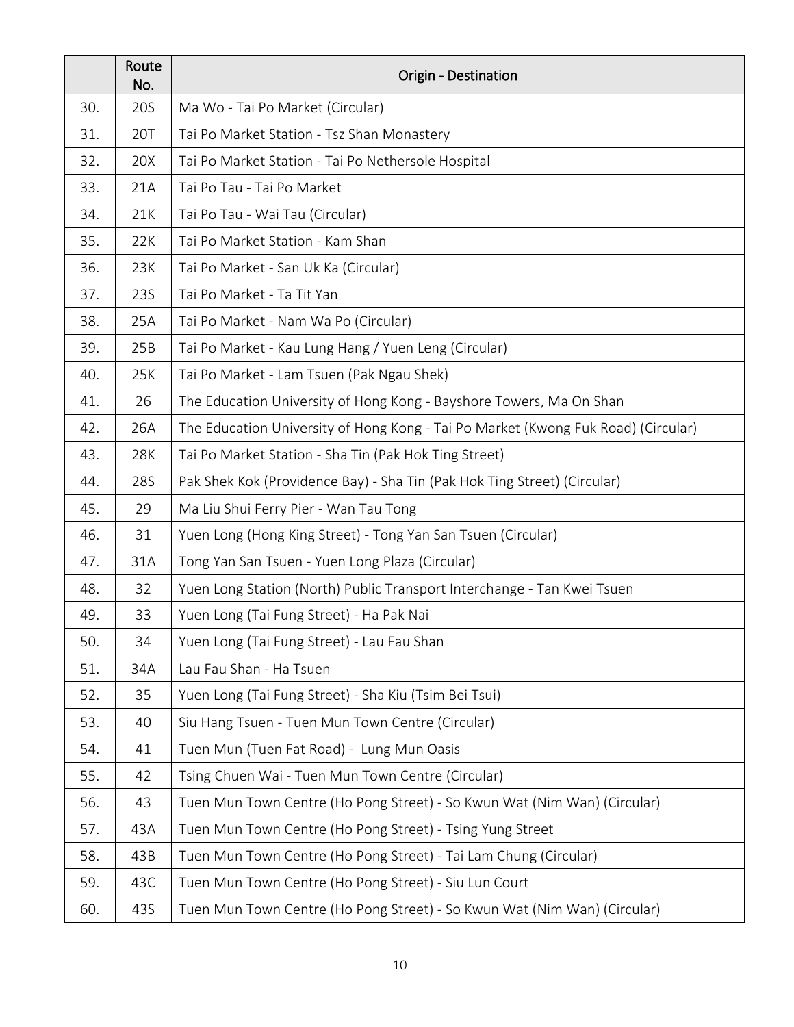| | Route No. | Origin - Destination |
|---|---|---|
| 30. | 20S | Ma Wo - Tai Po Market (Circular) |
| 31. | 20T | Tai Po Market Station - Tsz Shan Monastery |
| 32. | 20X | Tai Po Market Station - Tai Po Nethersole Hospital |
| 33. | 21A | Tai Po Tau - Tai Po Market |
| 34. | 21K | Tai Po Tau - Wai Tau (Circular) |
| 35. | 22K | Tai Po Market Station - Kam Shan |
| 36. | 23K | Tai Po Market - San Uk Ka (Circular) |
| 37. | 23S | Tai Po Market - Ta Tit Yan |
| 38. | 25A | Tai Po Market - Nam Wa Po (Circular) |
| 39. | 25B | Tai Po Market - Kau Lung Hang / Yuen Leng (Circular) |
| 40. | 25K | Tai Po Market - Lam Tsuen (Pak Ngau Shek) |
| 41. | 26 | The Education University of Hong Kong - Bayshore Towers, Ma On Shan |
| 42. | 26A | The Education University of Hong Kong - Tai Po Market (Kwong Fuk Road) (Circular) |
| 43. | 28K | Tai Po Market Station - Sha Tin (Pak Hok Ting Street) |
| 44. | 28S | Pak Shek Kok (Providence Bay) - Sha Tin (Pak Hok Ting Street) (Circular) |
| 45. | 29 | Ma Liu Shui Ferry Pier - Wan Tau Tong |
| 46. | 31 | Yuen Long (Hong King Street) - Tong Yan San Tsuen (Circular) |
| 47. | 31A | Tong Yan San Tsuen - Yuen Long Plaza (Circular) |
| 48. | 32 | Yuen Long Station (North) Public Transport Interchange - Tan Kwei Tsuen |
| 49. | 33 | Yuen Long (Tai Fung Street) - Ha Pak Nai |
| 50. | 34 | Yuen Long (Tai Fung Street) - Lau Fau Shan |
| 51. | 34A | Lau Fau Shan - Ha Tsuen |
| 52. | 35 | Yuen Long (Tai Fung Street) - Sha Kiu (Tsim Bei Tsui) |
| 53. | 40 | Siu Hang Tsuen - Tuen Mun Town Centre (Circular) |
| 54. | 41 | Tuen Mun (Tuen Fat Road) - Lung Mun Oasis |
| 55. | 42 | Tsing Chuen Wai - Tuen Mun Town Centre (Circular) |
| 56. | 43 | Tuen Mun Town Centre (Ho Pong Street) - So Kwun Wat (Nim Wan) (Circular) |
| 57. | 43A | Tuen Mun Town Centre (Ho Pong Street) - Tsing Yung Street |
| 58. | 43B | Tuen Mun Town Centre (Ho Pong Street) - Tai Lam Chung (Circular) |
| 59. | 43C | Tuen Mun Town Centre (Ho Pong Street) - Siu Lun Court |
| 60. | 43S | Tuen Mun Town Centre (Ho Pong Street) - So Kwun Wat (Nim Wan) (Circular) |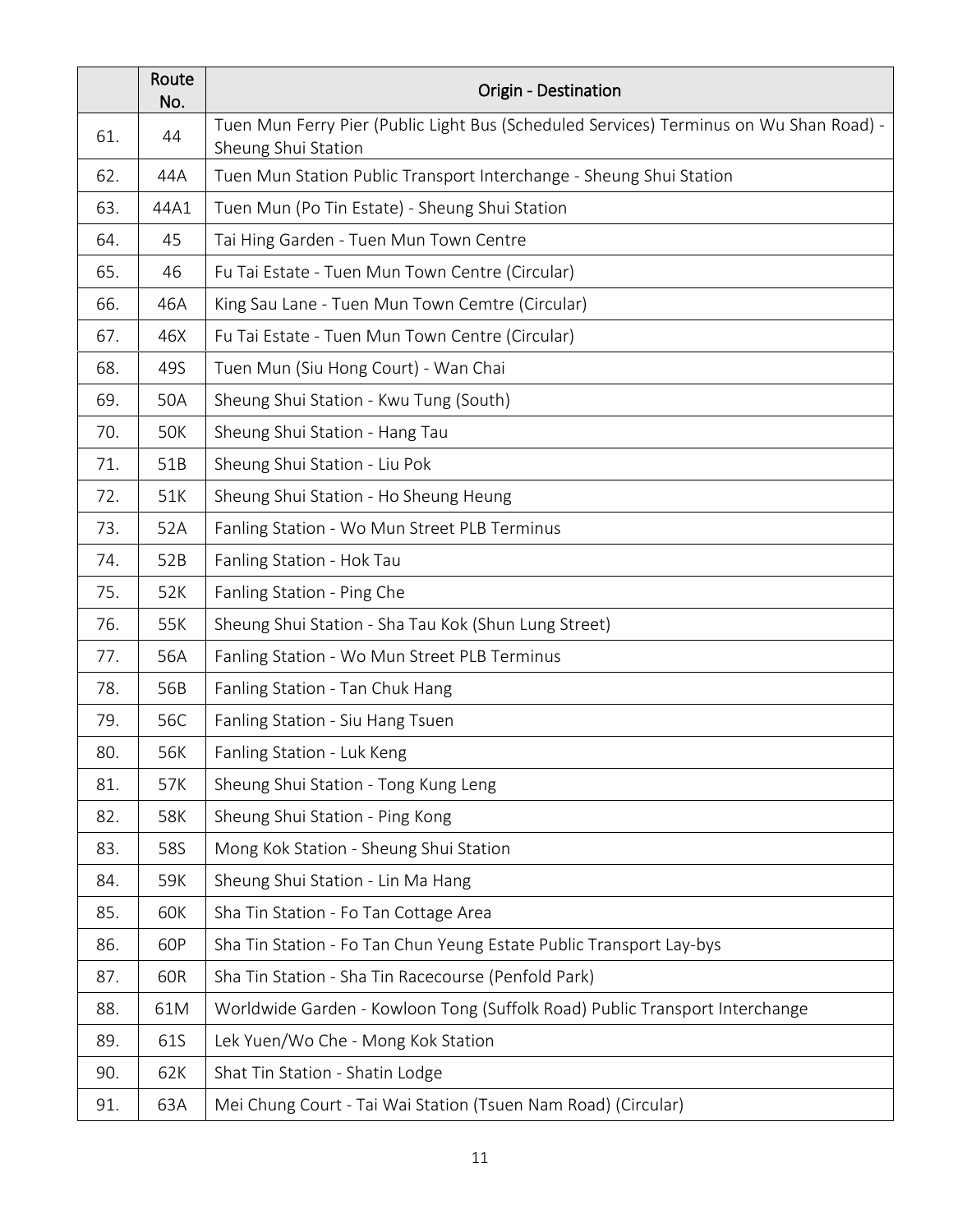|  | Route No. | Origin - Destination |
| --- | --- | --- |
| 61. | 44 | Tuen Mun Ferry Pier (Public Light Bus (Scheduled Services) Terminus on Wu Shan Road) - Sheung Shui Station |
| 62. | 44A | Tuen Mun Station Public Transport Interchange - Sheung Shui Station |
| 63. | 44A1 | Tuen Mun (Po Tin Estate) - Sheung Shui Station |
| 64. | 45 | Tai Hing Garden - Tuen Mun Town Centre |
| 65. | 46 | Fu Tai Estate - Tuen Mun Town Centre (Circular) |
| 66. | 46A | King Sau Lane - Tuen Mun Town Cemtre (Circular) |
| 67. | 46X | Fu Tai Estate - Tuen Mun Town Centre (Circular) |
| 68. | 49S | Tuen Mun (Siu Hong Court) - Wan Chai |
| 69. | 50A | Sheung Shui Station - Kwu Tung (South) |
| 70. | 50K | Sheung Shui Station - Hang Tau |
| 71. | 51B | Sheung Shui Station - Liu Pok |
| 72. | 51K | Sheung Shui Station - Ho Sheung Heung |
| 73. | 52A | Fanling Station - Wo Mun Street PLB Terminus |
| 74. | 52B | Fanling Station - Hok Tau |
| 75. | 52K | Fanling Station - Ping Che |
| 76. | 55K | Sheung Shui Station - Sha Tau Kok (Shun Lung Street) |
| 77. | 56A | Fanling Station - Wo Mun Street PLB Terminus |
| 78. | 56B | Fanling Station - Tan Chuk Hang |
| 79. | 56C | Fanling Station - Siu Hang Tsuen |
| 80. | 56K | Fanling Station - Luk Keng |
| 81. | 57K | Sheung Shui Station - Tong Kung Leng |
| 82. | 58K | Sheung Shui Station - Ping Kong |
| 83. | 58S | Mong Kok Station - Sheung Shui Station |
| 84. | 59K | Sheung Shui Station - Lin Ma Hang |
| 85. | 60K | Sha Tin Station - Fo Tan Cottage Area |
| 86. | 60P | Sha Tin Station - Fo Tan Chun Yeung Estate Public Transport Lay-bys |
| 87. | 60R | Sha Tin Station - Sha Tin Racecourse (Penfold Park) |
| 88. | 61M | Worldwide Garden - Kowloon Tong (Suffolk Road) Public Transport Interchange |
| 89. | 61S | Lek Yuen/Wo Che - Mong Kok Station |
| 90. | 62K | Shat Tin Station - Shatin Lodge |
| 91. | 63A | Mei Chung Court - Tai Wai Station (Tsuen Nam Road) (Circular) |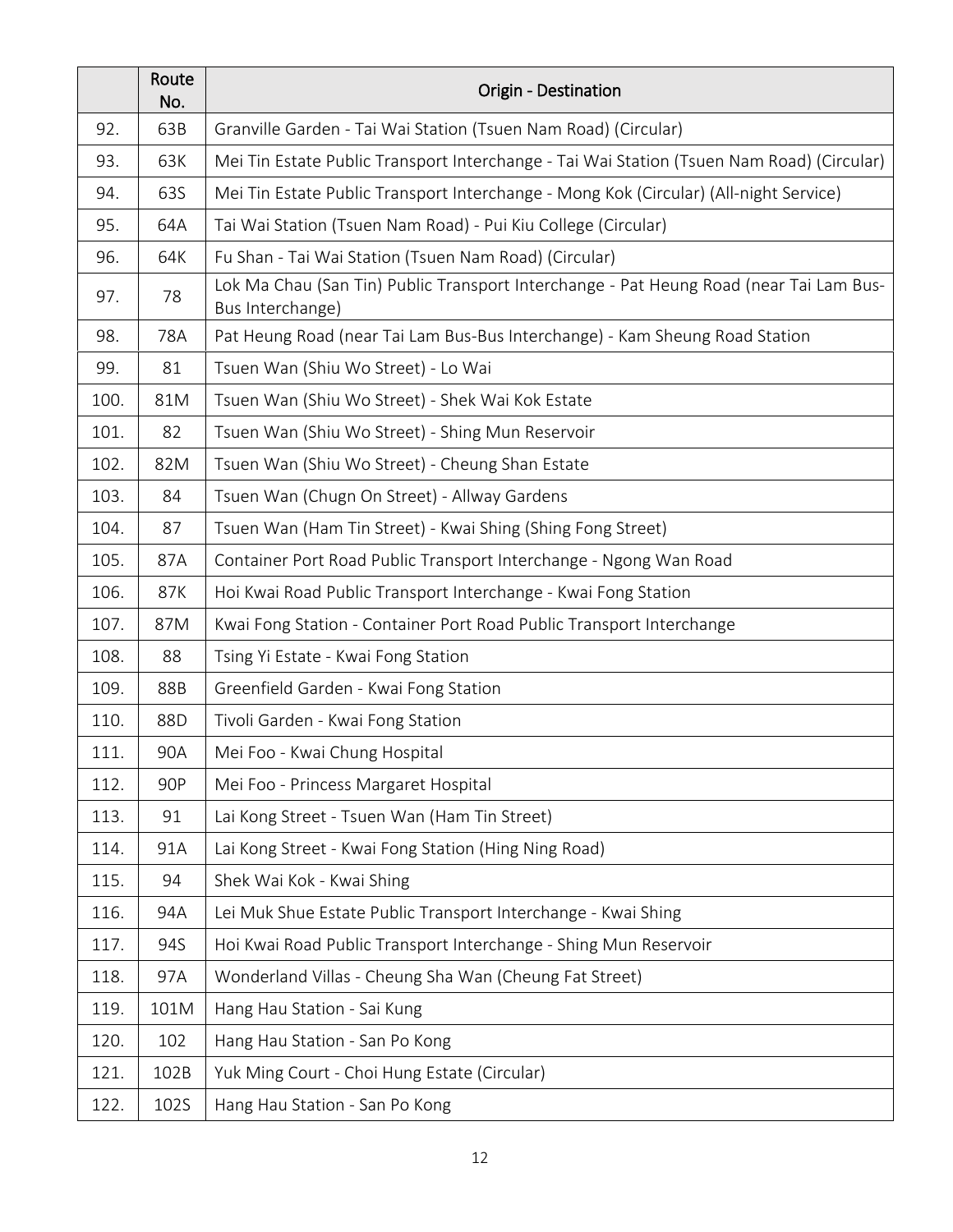| | Route No. | Origin - Destination |
|---|---|---|
| 92. | 63B | Granville Garden - Tai Wai Station (Tsuen Nam Road) (Circular) |
| 93. | 63K | Mei Tin Estate Public Transport Interchange - Tai Wai Station (Tsuen Nam Road) (Circular) |
| 94. | 63S | Mei Tin Estate Public Transport Interchange - Mong Kok (Circular) (All-night Service) |
| 95. | 64A | Tai Wai Station (Tsuen Nam Road) - Pui Kiu College (Circular) |
| 96. | 64K | Fu Shan - Tai Wai Station (Tsuen Nam Road) (Circular) |
| 97. | 78 | Lok Ma Chau (San Tin) Public Transport Interchange - Pat Heung Road (near Tai Lam Bus-Bus Interchange) |
| 98. | 78A | Pat Heung Road (near Tai Lam Bus-Bus Interchange) - Kam Sheung Road Station |
| 99. | 81 | Tsuen Wan (Shiu Wo Street) - Lo Wai |
| 100. | 81M | Tsuen Wan (Shiu Wo Street) - Shek Wai Kok Estate |
| 101. | 82 | Tsuen Wan (Shiu Wo Street) - Shing Mun Reservoir |
| 102. | 82M | Tsuen Wan (Shiu Wo Street) - Cheung Shan Estate |
| 103. | 84 | Tsuen Wan (Chugn On Street) - Allway Gardens |
| 104. | 87 | Tsuen Wan (Ham Tin Street) - Kwai Shing (Shing Fong Street) |
| 105. | 87A | Container Port Road Public Transport Interchange - Ngong Wan Road |
| 106. | 87K | Hoi Kwai Road Public Transport Interchange - Kwai Fong Station |
| 107. | 87M | Kwai Fong Station - Container Port Road Public Transport Interchange |
| 108. | 88 | Tsing Yi Estate - Kwai Fong Station |
| 109. | 88B | Greenfield Garden - Kwai Fong Station |
| 110. | 88D | Tivoli Garden - Kwai Fong Station |
| 111. | 90A | Mei Foo - Kwai Chung Hospital |
| 112. | 90P | Mei Foo - Princess Margaret Hospital |
| 113. | 91 | Lai Kong Street - Tsuen Wan (Ham Tin Street) |
| 114. | 91A | Lai Kong Street - Kwai Fong Station (Hing Ning Road) |
| 115. | 94 | Shek Wai Kok - Kwai Shing |
| 116. | 94A | Lei Muk Shue Estate Public Transport Interchange - Kwai Shing |
| 117. | 94S | Hoi Kwai Road Public Transport Interchange - Shing Mun Reservoir |
| 118. | 97A | Wonderland Villas - Cheung Sha Wan (Cheung Fat Street) |
| 119. | 101M | Hang Hau Station - Sai Kung |
| 120. | 102 | Hang Hau Station - San Po Kong |
| 121. | 102B | Yuk Ming Court - Choi Hung Estate (Circular) |
| 122. | 102S | Hang Hau Station - San Po Kong |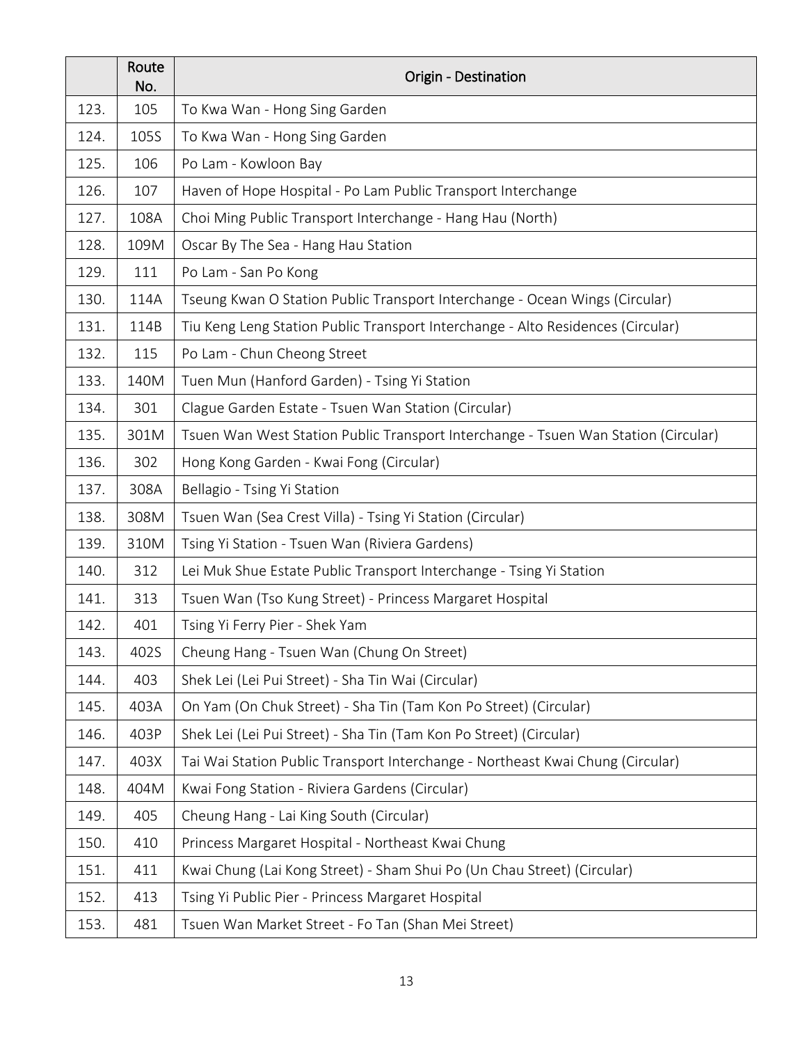| | Route No. | Origin - Destination |
|---|---|---|
| 123. | 105 | To Kwa Wan - Hong Sing Garden |
| 124. | 105S | To Kwa Wan - Hong Sing Garden |
| 125. | 106 | Po Lam - Kowloon Bay |
| 126. | 107 | Haven of Hope Hospital - Po Lam Public Transport Interchange |
| 127. | 108A | Choi Ming Public Transport Interchange - Hang Hau (North) |
| 128. | 109M | Oscar By The Sea - Hang Hau Station |
| 129. | 111 | Po Lam - San Po Kong |
| 130. | 114A | Tseung Kwan O Station Public Transport Interchange - Ocean Wings (Circular) |
| 131. | 114B | Tiu Keng Leng Station Public Transport Interchange - Alto Residences (Circular) |
| 132. | 115 | Po Lam - Chun Cheong Street |
| 133. | 140M | Tuen Mun (Hanford Garden) - Tsing Yi Station |
| 134. | 301 | Clague Garden Estate - Tsuen Wan Station (Circular) |
| 135. | 301M | Tsuen Wan West Station Public Transport Interchange - Tsuen Wan Station (Circular) |
| 136. | 302 | Hong Kong Garden - Kwai Fong (Circular) |
| 137. | 308A | Bellagio - Tsing Yi Station |
| 138. | 308M | Tsuen Wan (Sea Crest Villa) - Tsing Yi Station (Circular) |
| 139. | 310M | Tsing Yi Station - Tsuen Wan (Riviera Gardens) |
| 140. | 312 | Lei Muk Shue Estate Public Transport Interchange - Tsing Yi Station |
| 141. | 313 | Tsuen Wan (Tso Kung Street) - Princess Margaret Hospital |
| 142. | 401 | Tsing Yi Ferry Pier - Shek Yam |
| 143. | 402S | Cheung Hang - Tsuen Wan (Chung On Street) |
| 144. | 403 | Shek Lei (Lei Pui Street) - Sha Tin Wai (Circular) |
| 145. | 403A | On Yam (On Chuk Street) - Sha Tin (Tam Kon Po Street) (Circular) |
| 146. | 403P | Shek Lei (Lei Pui Street) - Sha Tin (Tam Kon Po Street) (Circular) |
| 147. | 403X | Tai Wai Station Public Transport Interchange - Northeast Kwai Chung (Circular) |
| 148. | 404M | Kwai Fong Station - Riviera Gardens (Circular) |
| 149. | 405 | Cheung Hang - Lai King South (Circular) |
| 150. | 410 | Princess Margaret Hospital - Northeast Kwai Chung |
| 151. | 411 | Kwai Chung (Lai Kong Street) - Sham Shui Po (Un Chau Street) (Circular) |
| 152. | 413 | Tsing Yi Public Pier - Princess Margaret Hospital |
| 153. | 481 | Tsuen Wan Market Street - Fo Tan (Shan Mei Street) |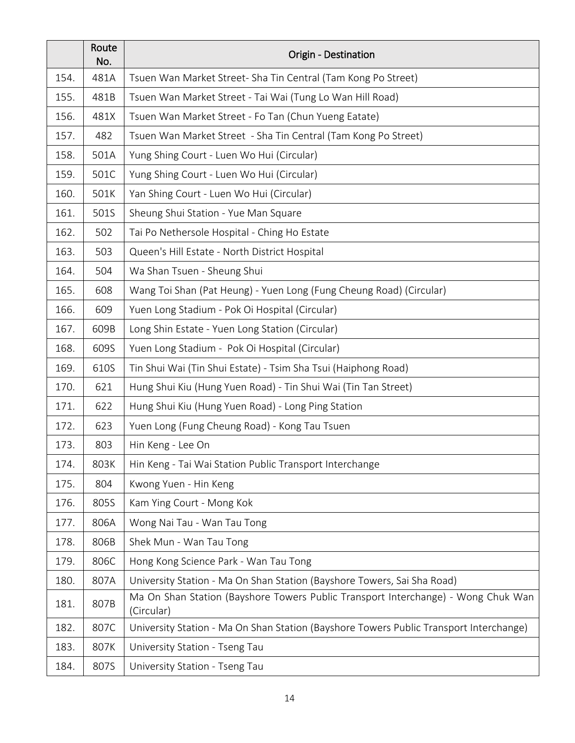| | Route No. | Origin - Destination |
|---|---|---|
| 154. | 481A | Tsuen Wan Market Street- Sha Tin Central (Tam Kong Po Street) |
| 155. | 481B | Tsuen Wan Market Street - Tai Wai (Tung Lo Wan Hill Road) |
| 156. | 481X | Tsuen Wan Market Street - Fo Tan (Chun Yueng Eatate) |
| 157. | 482 | Tsuen Wan Market Street - Sha Tin Central (Tam Kong Po Street) |
| 158. | 501A | Yung Shing Court - Luen Wo Hui (Circular) |
| 159. | 501C | Yung Shing Court - Luen Wo Hui (Circular) |
| 160. | 501K | Yan Shing Court - Luen Wo Hui (Circular) |
| 161. | 501S | Sheung Shui Station - Yue Man Square |
| 162. | 502 | Tai Po Nethersole Hospital - Ching Ho Estate |
| 163. | 503 | Queen's Hill Estate - North District Hospital |
| 164. | 504 | Wa Shan Tsuen - Sheung Shui |
| 165. | 608 | Wang Toi Shan (Pat Heung) - Yuen Long (Fung Cheung Road) (Circular) |
| 166. | 609 | Yuen Long Stadium - Pok Oi Hospital (Circular) |
| 167. | 609B | Long Shin Estate - Yuen Long Station (Circular) |
| 168. | 609S | Yuen Long Stadium - Pok Oi Hospital (Circular) |
| 169. | 610S | Tin Shui Wai (Tin Shui Estate) - Tsim Sha Tsui (Haiphong Road) |
| 170. | 621 | Hung Shui Kiu (Hung Yuen Road) - Tin Shui Wai (Tin Tan Street) |
| 171. | 622 | Hung Shui Kiu (Hung Yuen Road) - Long Ping Station |
| 172. | 623 | Yuen Long (Fung Cheung Road) - Kong Tau Tsuen |
| 173. | 803 | Hin Keng - Lee On |
| 174. | 803K | Hin Keng - Tai Wai Station Public Transport Interchange |
| 175. | 804 | Kwong Yuen - Hin Keng |
| 176. | 805S | Kam Ying Court - Mong Kok |
| 177. | 806A | Wong Nai Tau - Wan Tau Tong |
| 178. | 806B | Shek Mun - Wan Tau Tong |
| 179. | 806C | Hong Kong Science Park - Wan Tau Tong |
| 180. | 807A | University Station - Ma On Shan Station (Bayshore Towers, Sai Sha Road) |
| 181. | 807B | Ma On Shan Station (Bayshore Towers Public Transport Interchange) - Wong Chuk Wan (Circular) |
| 182. | 807C | University Station - Ma On Shan Station (Bayshore Towers Public Transport Interchange) |
| 183. | 807K | University Station - Tseng Tau |
| 184. | 807S | University Station - Tseng Tau |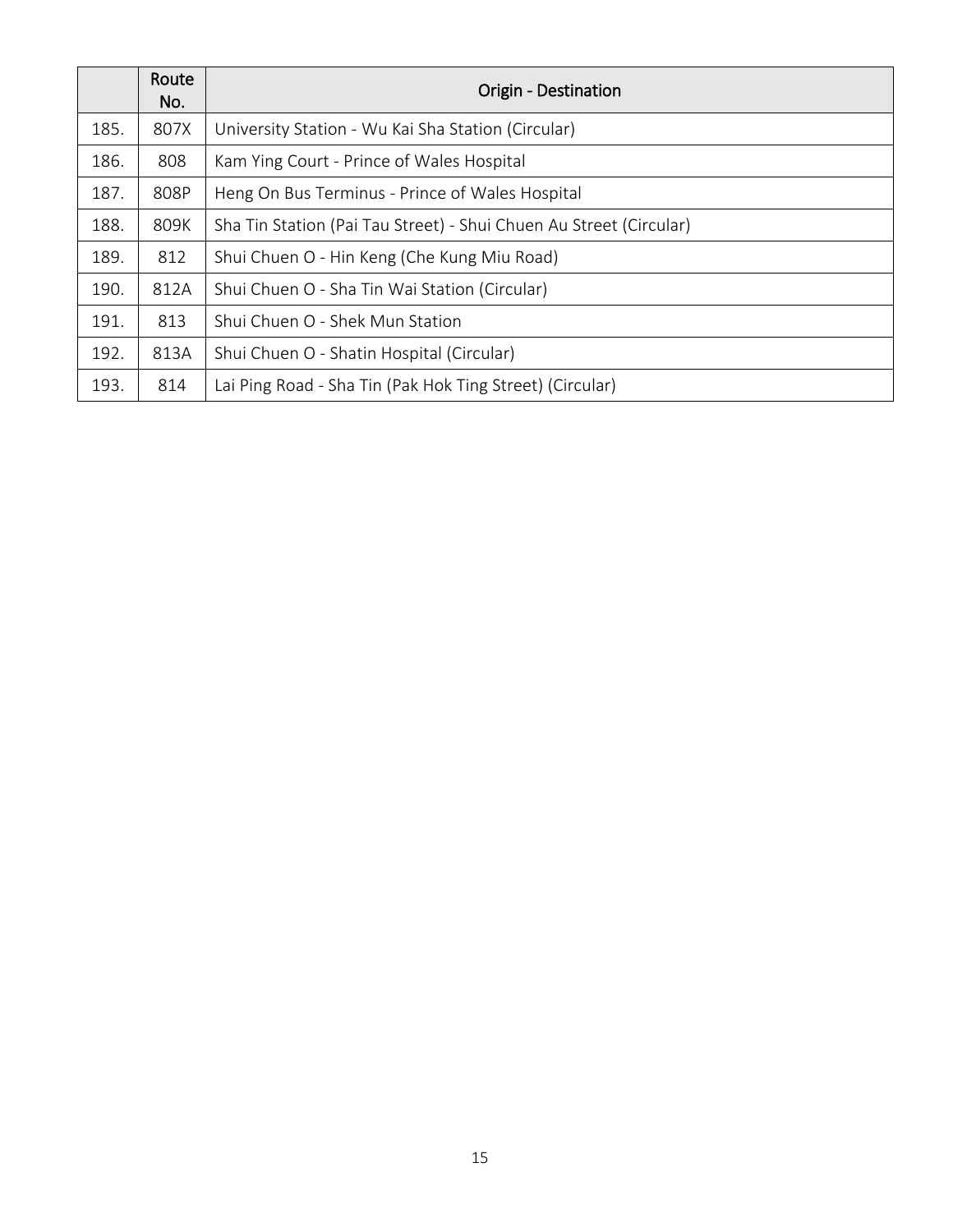| | Route No. | Origin - Destination |
|---|---|---|
| 185. | 807X | University Station - Wu Kai Sha Station (Circular) |
| 186. | 808 | Kam Ying Court - Prince of Wales Hospital |
| 187. | 808P | Heng On Bus Terminus - Prince of Wales Hospital |
| 188. | 809K | Sha Tin Station (Pai Tau Street) - Shui Chuen Au Street (Circular) |
| 189. | 812 | Shui Chuen O - Hin Keng (Che Kung Miu Road) |
| 190. | 812A | Shui Chuen O - Sha Tin Wai Station (Circular) |
| 191. | 813 | Shui Chuen O - Shek Mun Station |
| 192. | 813A | Shui Chuen O - Shatin Hospital (Circular) |
| 193. | 814 | Lai Ping Road - Sha Tin (Pak Hok Ting Street) (Circular) |